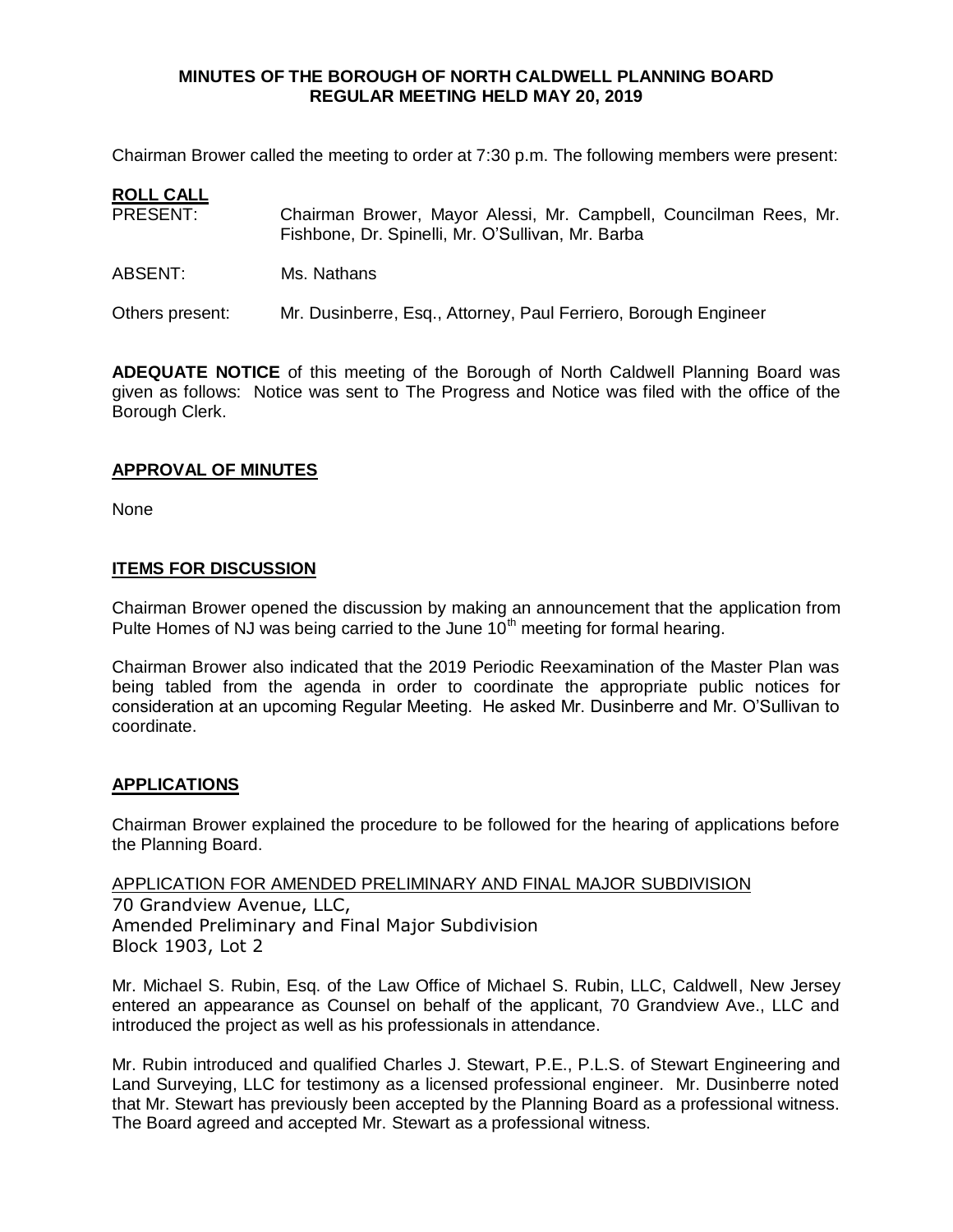# MINUTES OF THE BOROUGH OF NORTH CALDWELL PLANNING BOARD
# REGULAR MEETING HELD MAY 20, 2019

Chairman Brower called the meeting to order at 7:30 p.m. The following members were present:

**ROLL CALL**

PRESENT: Chairman Brower, Mayor Alessi, Mr. Campbell, Councilman Rees, Mr. Fishbone, Dr. Spinelli, Mr. O'Sullivan, Mr. Barba

ABSENT: Ms. Nathans

Others present: Mr. Dusinberre, Esq., Attorney, Paul Ferriero, Borough Engineer

**ADEQUATE NOTICE** of this meeting of the Borough of North Caldwell Planning Board was given as follows: Notice was sent to The Progress and Notice was filed with the office of the Borough Clerk.

**APPROVAL OF MINUTES**

None

**ITEMS FOR DISCUSSION**

Chairman Brower opened the discussion by making an announcement that the application from Pulte Homes of NJ was being carried to the June 10th meeting for formal hearing.

Chairman Brower also indicated that the 2019 Periodic Reexamination of the Master Plan was being tabled from the agenda in order to coordinate the appropriate public notices for consideration at an upcoming Regular Meeting. He asked Mr. Dusinberre and Mr. O'Sullivan to coordinate.

**APPLICATIONS**

Chairman Brower explained the procedure to be followed for the hearing of applications before the Planning Board.

APPLICATION FOR AMENDED PRELIMINARY AND FINAL MAJOR SUBDIVISION
70 Grandview Avenue, LLC,
Amended Preliminary and Final Major Subdivision
Block 1903, Lot 2

Mr. Michael S. Rubin, Esq. of the Law Office of Michael S. Rubin, LLC, Caldwell, New Jersey entered an appearance as Counsel on behalf of the applicant, 70 Grandview Ave., LLC and introduced the project as well as his professionals in attendance.

Mr. Rubin introduced and qualified Charles J. Stewart, P.E., P.L.S. of Stewart Engineering and Land Surveying, LLC for testimony as a licensed professional engineer. Mr. Dusinberre noted that Mr. Stewart has previously been accepted by the Planning Board as a professional witness. The Board agreed and accepted Mr. Stewart as a professional witness.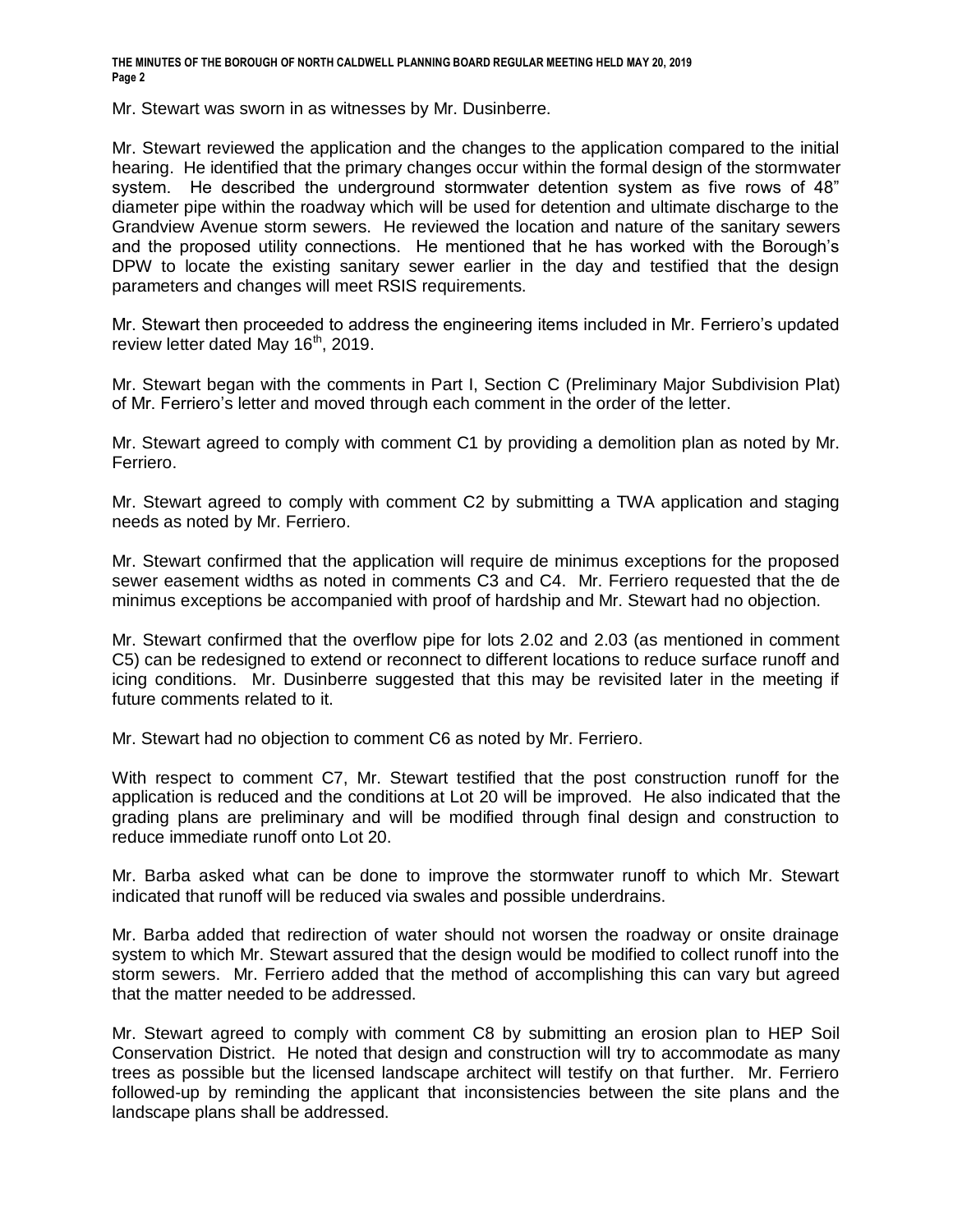Mr. Stewart was sworn in as witnesses by Mr. Dusinberre.

Mr. Stewart reviewed the application and the changes to the application compared to the initial hearing. He identified that the primary changes occur within the formal design of the stormwater system. He described the underground stormwater detention system as five rows of 48" diameter pipe within the roadway which will be used for detention and ultimate discharge to the Grandview Avenue storm sewers. He reviewed the location and nature of the sanitary sewers and the proposed utility connections. He mentioned that he has worked with the Borough's DPW to locate the existing sanitary sewer earlier in the day and testified that the design parameters and changes will meet RSIS requirements.

Mr. Stewart then proceeded to address the engineering items included in Mr. Ferriero's updated review letter dated May 16th, 2019.

Mr. Stewart began with the comments in Part I, Section C (Preliminary Major Subdivision Plat) of Mr. Ferriero's letter and moved through each comment in the order of the letter.

Mr. Stewart agreed to comply with comment C1 by providing a demolition plan as noted by Mr. Ferriero.

Mr. Stewart agreed to comply with comment C2 by submitting a TWA application and staging needs as noted by Mr. Ferriero.

Mr. Stewart confirmed that the application will require de minimus exceptions for the proposed sewer easement widths as noted in comments C3 and C4. Mr. Ferriero requested that the de minimus exceptions be accompanied with proof of hardship and Mr. Stewart had no objection.

Mr. Stewart confirmed that the overflow pipe for lots 2.02 and 2.03 (as mentioned in comment C5) can be redesigned to extend or reconnect to different locations to reduce surface runoff and icing conditions. Mr. Dusinberre suggested that this may be revisited later in the meeting if future comments related to it.

Mr. Stewart had no objection to comment C6 as noted by Mr. Ferriero.

With respect to comment C7, Mr. Stewart testified that the post construction runoff for the application is reduced and the conditions at Lot 20 will be improved. He also indicated that the grading plans are preliminary and will be modified through final design and construction to reduce immediate runoff onto Lot 20.

Mr. Barba asked what can be done to improve the stormwater runoff to which Mr. Stewart indicated that runoff will be reduced via swales and possible underdrains.

Mr. Barba added that redirection of water should not worsen the roadway or onsite drainage system to which Mr. Stewart assured that the design would be modified to collect runoff into the storm sewers. Mr. Ferriero added that the method of accomplishing this can vary but agreed that the matter needed to be addressed.

Mr. Stewart agreed to comply with comment C8 by submitting an erosion plan to HEP Soil Conservation District. He noted that design and construction will try to accommodate as many trees as possible but the licensed landscape architect will testify on that further. Mr. Ferriero followed-up by reminding the applicant that inconsistencies between the site plans and the landscape plans shall be addressed.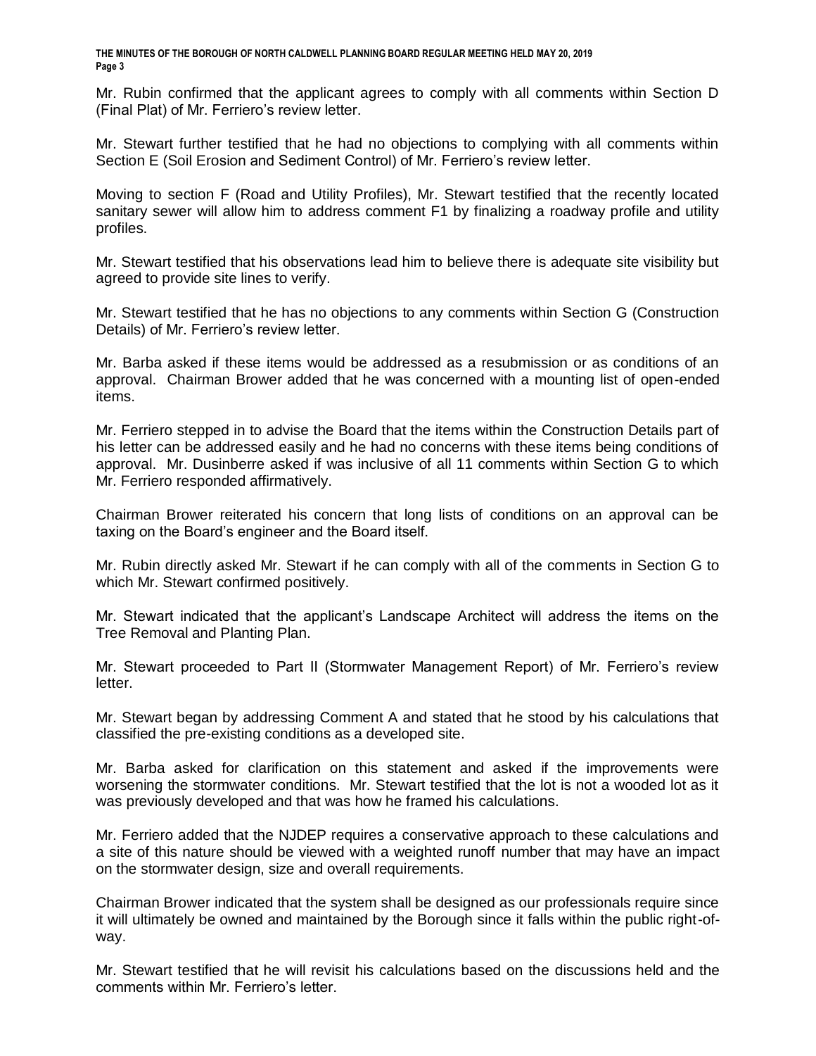Mr. Rubin confirmed that the applicant agrees to comply with all comments within Section D (Final Plat) of Mr. Ferriero's review letter.

Mr. Stewart further testified that he had no objections to complying with all comments within Section E (Soil Erosion and Sediment Control) of Mr. Ferriero's review letter.

Moving to section F (Road and Utility Profiles), Mr. Stewart testified that the recently located sanitary sewer will allow him to address comment F1 by finalizing a roadway profile and utility profiles.

Mr. Stewart testified that his observations lead him to believe there is adequate site visibility but agreed to provide site lines to verify.

Mr. Stewart testified that he has no objections to any comments within Section G (Construction Details) of Mr. Ferriero's review letter.

Mr. Barba asked if these items would be addressed as a resubmission or as conditions of an approval. Chairman Brower added that he was concerned with a mounting list of open-ended items.

Mr. Ferriero stepped in to advise the Board that the items within the Construction Details part of his letter can be addressed easily and he had no concerns with these items being conditions of approval. Mr. Dusinberre asked if was inclusive of all 11 comments within Section G to which Mr. Ferriero responded affirmatively.

Chairman Brower reiterated his concern that long lists of conditions on an approval can be taxing on the Board's engineer and the Board itself.

Mr. Rubin directly asked Mr. Stewart if he can comply with all of the comments in Section G to which Mr. Stewart confirmed positively.

Mr. Stewart indicated that the applicant's Landscape Architect will address the items on the Tree Removal and Planting Plan.

Mr. Stewart proceeded to Part II (Stormwater Management Report) of Mr. Ferriero's review letter.

Mr. Stewart began by addressing Comment A and stated that he stood by his calculations that classified the pre-existing conditions as a developed site.

Mr. Barba asked for clarification on this statement and asked if the improvements were worsening the stormwater conditions. Mr. Stewart testified that the lot is not a wooded lot as it was previously developed and that was how he framed his calculations.

Mr. Ferriero added that the NJDEP requires a conservative approach to these calculations and a site of this nature should be viewed with a weighted runoff number that may have an impact on the stormwater design, size and overall requirements.

Chairman Brower indicated that the system shall be designed as our professionals require since it will ultimately be owned and maintained by the Borough since it falls within the public right-of-way.

Mr. Stewart testified that he will revisit his calculations based on the discussions held and the comments within Mr. Ferriero's letter.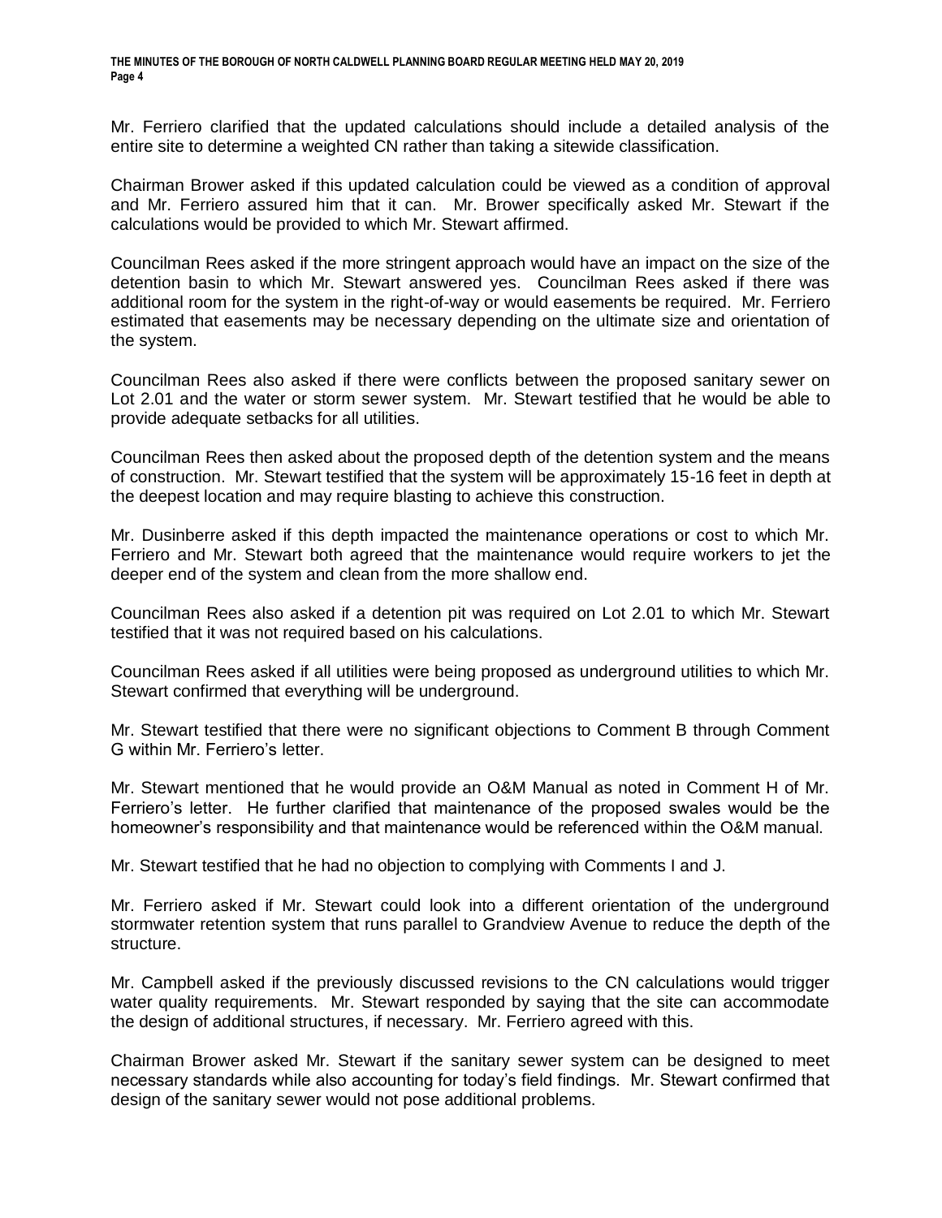Mr. Ferriero clarified that the updated calculations should include a detailed analysis of the entire site to determine a weighted CN rather than taking a sitewide classification.

Chairman Brower asked if this updated calculation could be viewed as a condition of approval and Mr. Ferriero assured him that it can. Mr. Brower specifically asked Mr. Stewart if the calculations would be provided to which Mr. Stewart affirmed.

Councilman Rees asked if the more stringent approach would have an impact on the size of the detention basin to which Mr. Stewart answered yes. Councilman Rees asked if there was additional room for the system in the right-of-way or would easements be required. Mr. Ferriero estimated that easements may be necessary depending on the ultimate size and orientation of the system.

Councilman Rees also asked if there were conflicts between the proposed sanitary sewer on Lot 2.01 and the water or storm sewer system. Mr. Stewart testified that he would be able to provide adequate setbacks for all utilities.

Councilman Rees then asked about the proposed depth of the detention system and the means of construction. Mr. Stewart testified that the system will be approximately 15-16 feet in depth at the deepest location and may require blasting to achieve this construction.

Mr. Dusinberre asked if this depth impacted the maintenance operations or cost to which Mr. Ferriero and Mr. Stewart both agreed that the maintenance would require workers to jet the deeper end of the system and clean from the more shallow end.

Councilman Rees also asked if a detention pit was required on Lot 2.01 to which Mr. Stewart testified that it was not required based on his calculations.

Councilman Rees asked if all utilities were being proposed as underground utilities to which Mr. Stewart confirmed that everything will be underground.

Mr. Stewart testified that there were no significant objections to Comment B through Comment G within Mr. Ferriero's letter.

Mr. Stewart mentioned that he would provide an O&M Manual as noted in Comment H of Mr. Ferriero's letter. He further clarified that maintenance of the proposed swales would be the homeowner's responsibility and that maintenance would be referenced within the O&M manual.

Mr. Stewart testified that he had no objection to complying with Comments I and J.

Mr. Ferriero asked if Mr. Stewart could look into a different orientation of the underground stormwater retention system that runs parallel to Grandview Avenue to reduce the depth of the structure.

Mr. Campbell asked if the previously discussed revisions to the CN calculations would trigger water quality requirements. Mr. Stewart responded by saying that the site can accommodate the design of additional structures, if necessary. Mr. Ferriero agreed with this.

Chairman Brower asked Mr. Stewart if the sanitary sewer system can be designed to meet necessary standards while also accounting for today's field findings. Mr. Stewart confirmed that design of the sanitary sewer would not pose additional problems.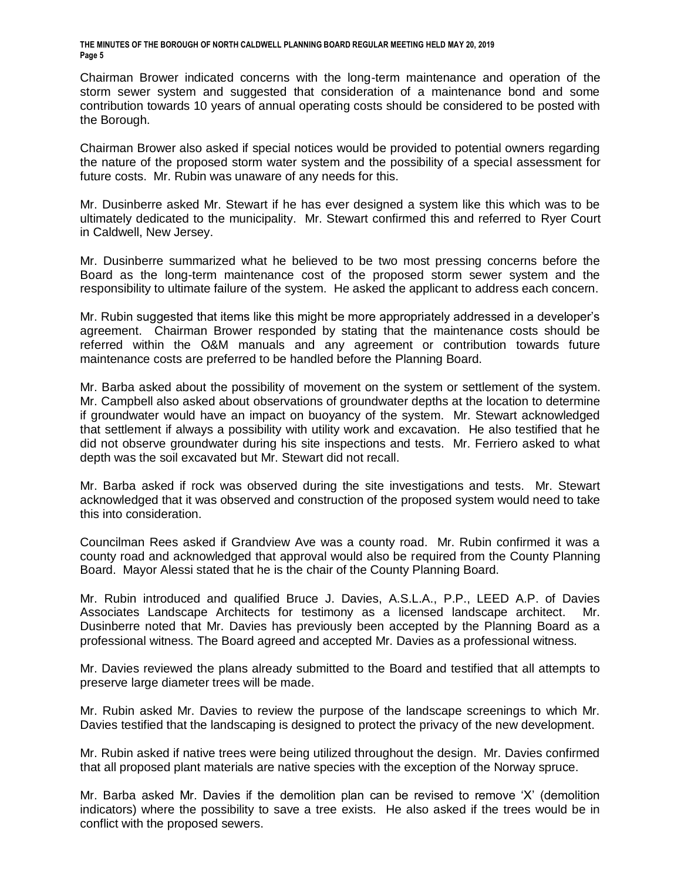Chairman Brower indicated concerns with the long-term maintenance and operation of the storm sewer system and suggested that consideration of a maintenance bond and some contribution towards 10 years of annual operating costs should be considered to be posted with the Borough.

Chairman Brower also asked if special notices would be provided to potential owners regarding the nature of the proposed storm water system and the possibility of a special assessment for future costs. Mr. Rubin was unaware of any needs for this.

Mr. Dusinberre asked Mr. Stewart if he has ever designed a system like this which was to be ultimately dedicated to the municipality. Mr. Stewart confirmed this and referred to Ryer Court in Caldwell, New Jersey.

Mr. Dusinberre summarized what he believed to be two most pressing concerns before the Board as the long-term maintenance cost of the proposed storm sewer system and the responsibility to ultimate failure of the system. He asked the applicant to address each concern.

Mr. Rubin suggested that items like this might be more appropriately addressed in a developer's agreement. Chairman Brower responded by stating that the maintenance costs should be referred within the O&M manuals and any agreement or contribution towards future maintenance costs are preferred to be handled before the Planning Board.

Mr. Barba asked about the possibility of movement on the system or settlement of the system. Mr. Campbell also asked about observations of groundwater depths at the location to determine if groundwater would have an impact on buoyancy of the system. Mr. Stewart acknowledged that settlement if always a possibility with utility work and excavation. He also testified that he did not observe groundwater during his site inspections and tests. Mr. Ferriero asked to what depth was the soil excavated but Mr. Stewart did not recall.

Mr. Barba asked if rock was observed during the site investigations and tests. Mr. Stewart acknowledged that it was observed and construction of the proposed system would need to take this into consideration.

Councilman Rees asked if Grandview Ave was a county road. Mr. Rubin confirmed it was a county road and acknowledged that approval would also be required from the County Planning Board. Mayor Alessi stated that he is the chair of the County Planning Board.

Mr. Rubin introduced and qualified Bruce J. Davies, A.S.L.A., P.P., LEED A.P. of Davies Associates Landscape Architects for testimony as a licensed landscape architect. Mr. Dusinberre noted that Mr. Davies has previously been accepted by the Planning Board as a professional witness. The Board agreed and accepted Mr. Davies as a professional witness.

Mr. Davies reviewed the plans already submitted to the Board and testified that all attempts to preserve large diameter trees will be made.

Mr. Rubin asked Mr. Davies to review the purpose of the landscape screenings to which Mr. Davies testified that the landscaping is designed to protect the privacy of the new development.

Mr. Rubin asked if native trees were being utilized throughout the design. Mr. Davies confirmed that all proposed plant materials are native species with the exception of the Norway spruce.

Mr. Barba asked Mr. Davies if the demolition plan can be revised to remove 'X' (demolition indicators) where the possibility to save a tree exists. He also asked if the trees would be in conflict with the proposed sewers.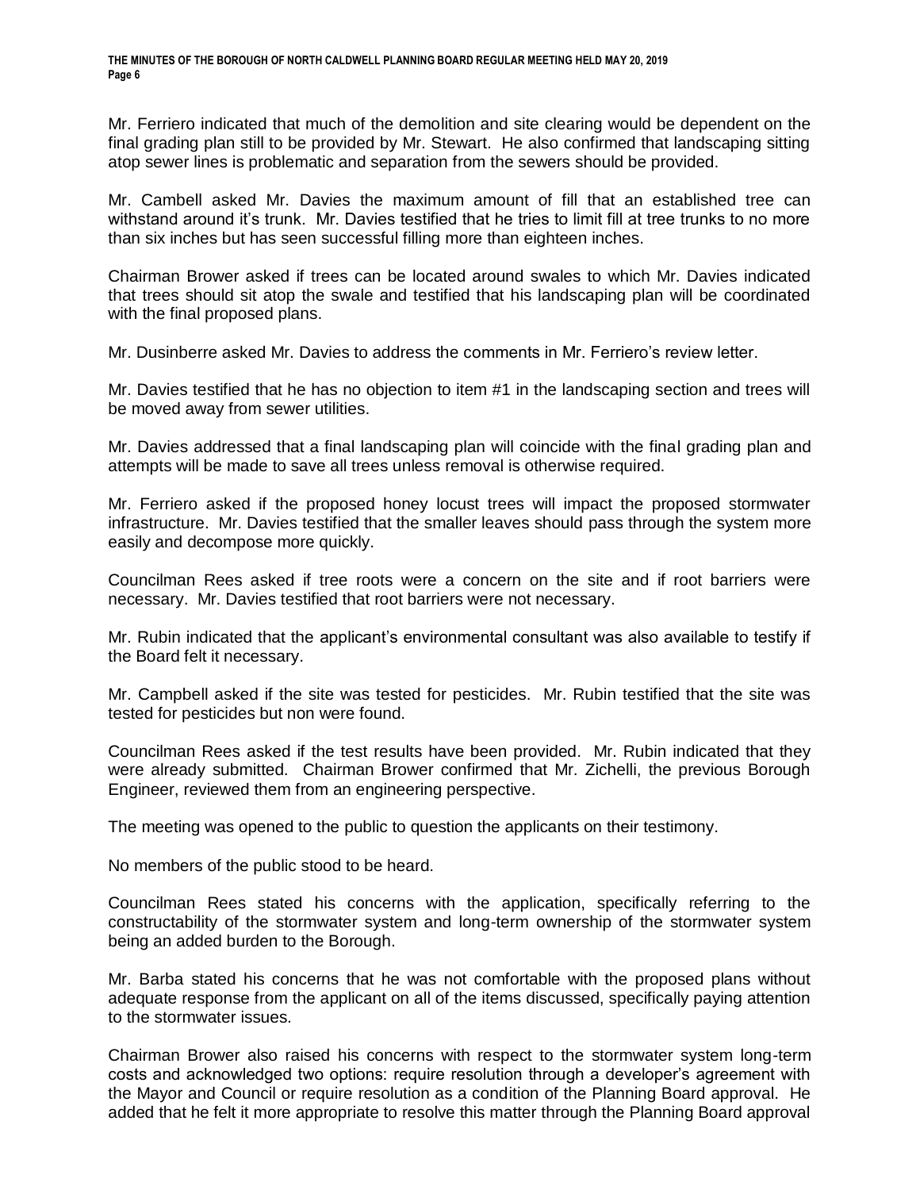Mr. Ferriero indicated that much of the demolition and site clearing would be dependent on the final grading plan still to be provided by Mr. Stewart. He also confirmed that landscaping sitting atop sewer lines is problematic and separation from the sewers should be provided.

Mr. Cambell asked Mr. Davies the maximum amount of fill that an established tree can withstand around it's trunk. Mr. Davies testified that he tries to limit fill at tree trunks to no more than six inches but has seen successful filling more than eighteen inches.

Chairman Brower asked if trees can be located around swales to which Mr. Davies indicated that trees should sit atop the swale and testified that his landscaping plan will be coordinated with the final proposed plans.

Mr. Dusinberre asked Mr. Davies to address the comments in Mr. Ferriero's review letter.

Mr. Davies testified that he has no objection to item #1 in the landscaping section and trees will be moved away from sewer utilities.

Mr. Davies addressed that a final landscaping plan will coincide with the final grading plan and attempts will be made to save all trees unless removal is otherwise required.

Mr. Ferriero asked if the proposed honey locust trees will impact the proposed stormwater infrastructure. Mr. Davies testified that the smaller leaves should pass through the system more easily and decompose more quickly.

Councilman Rees asked if tree roots were a concern on the site and if root barriers were necessary. Mr. Davies testified that root barriers were not necessary.

Mr. Rubin indicated that the applicant's environmental consultant was also available to testify if the Board felt it necessary.

Mr. Campbell asked if the site was tested for pesticides. Mr. Rubin testified that the site was tested for pesticides but non were found.

Councilman Rees asked if the test results have been provided. Mr. Rubin indicated that they were already submitted. Chairman Brower confirmed that Mr. Zichelli, the previous Borough Engineer, reviewed them from an engineering perspective.

The meeting was opened to the public to question the applicants on their testimony.

No members of the public stood to be heard.

Councilman Rees stated his concerns with the application, specifically referring to the constructability of the stormwater system and long-term ownership of the stormwater system being an added burden to the Borough.

Mr. Barba stated his concerns that he was not comfortable with the proposed plans without adequate response from the applicant on all of the items discussed, specifically paying attention to the stormwater issues.

Chairman Brower also raised his concerns with respect to the stormwater system long-term costs and acknowledged two options: require resolution through a developer's agreement with the Mayor and Council or require resolution as a condition of the Planning Board approval. He added that he felt it more appropriate to resolve this matter through the Planning Board approval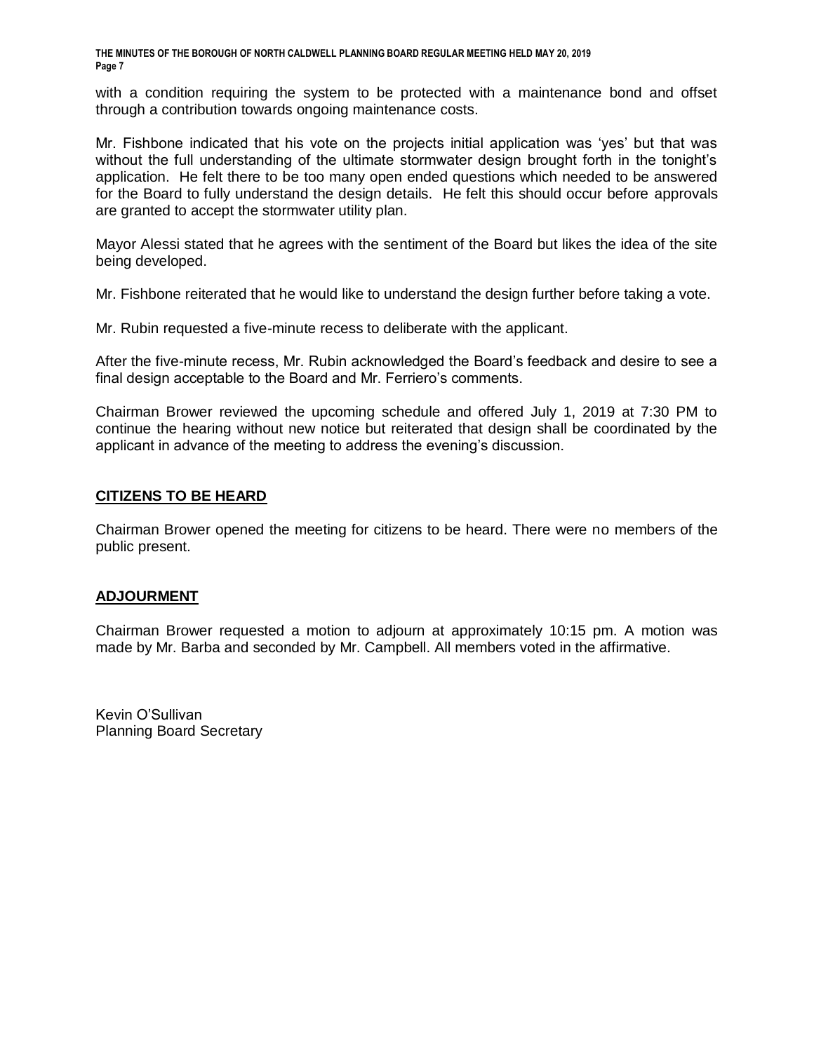with a condition requiring the system to be protected with a maintenance bond and offset through a contribution towards ongoing maintenance costs.

Mr. Fishbone indicated that his vote on the projects initial application was 'yes' but that was without the full understanding of the ultimate stormwater design brought forth in the tonight's application. He felt there to be too many open ended questions which needed to be answered for the Board to fully understand the design details. He felt this should occur before approvals are granted to accept the stormwater utility plan.

Mayor Alessi stated that he agrees with the sentiment of the Board but likes the idea of the site being developed.

Mr. Fishbone reiterated that he would like to understand the design further before taking a vote.

Mr. Rubin requested a five-minute recess to deliberate with the applicant.

After the five-minute recess, Mr. Rubin acknowledged the Board's feedback and desire to see a final design acceptable to the Board and Mr. Ferriero's comments.

Chairman Brower reviewed the upcoming schedule and offered July 1, 2019 at 7:30 PM to continue the hearing without new notice but reiterated that design shall be coordinated by the applicant in advance of the meeting to address the evening's discussion.

## CITIZENS TO BE HEARD

Chairman Brower opened the meeting for citizens to be heard. There were no members of the public present.

## ADJOURMENT

Chairman Brower requested a motion to adjourn at approximately 10:15 pm. A motion was made by Mr. Barba and seconded by Mr. Campbell. All members voted in the affirmative.

Kevin O'Sullivan
Planning Board Secretary